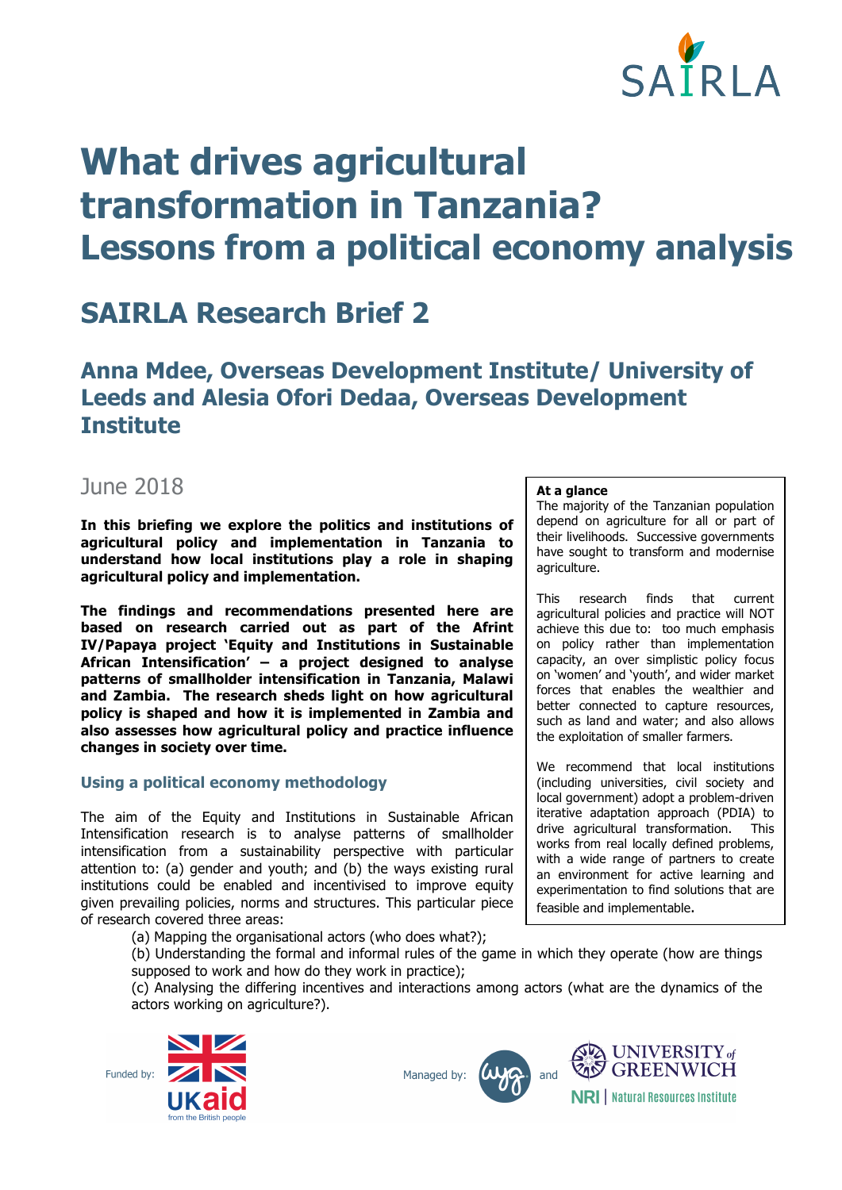# What drives agricultural transformation in Tanzania? Lessons from a political economy analysis

## SAIRLA Research Brief 2

### Anna Mdee, Overseas Development Institute/ University of Leeds and Alesia Ofori Dedaa, Overseas Development Institute

June 2018

**In this briefing we explore the politics and institutions of agricultural policy and implementation in Tanzania to understand how local institutions play a role in shaping agricultural policy and implementation.**

**The findings and recommendations presented here are based on research carried out as part of the Afrint IV/Papaya project 'Equity and Institutions in Sustainable African Intensification' – a project designed to analyse patterns of smallholder intensification in Tanzania, Malawi and Zambia. The research sheds light on how agricultural policy is shaped and how it is implemented in Zambia and also assesses how agricultural policy and practice influence changes in society over time.**

**At a glance**

The majority of the Tanzanian population depend on agriculture for all or part of their livelihoods. Successive governments have sought to transform and modernise agriculture.

This research finds that current agricultural policies and practice will NOT achieve this due to: too much emphasis on policy rather than implementation capacity, an over simplistic policy focus on 'women' and 'youth', and wider market forces that enables the wealthier and better connected to capture resources, such as land and water; and also allows the exploitation of smaller farmers.

We recommend that local institutions (including universities, civil society and local government) adopt a problem-driven iterative adaptation approach (PDIA) to drive agricultural transformation. This works from real locally defined problems, with a wide range of partners to create an environment for active learning and experimentation to find solutions that are feasible and implementable.

### Using a political economy methodology

The aim of the Equity and Institutions in Sustainable African Intensification research is to analyse patterns of smallholder intensification from a sustainability perspective with particular attention to: (a) gender and youth; and (b) the ways existing rural institutions could be enabled and incentivised to improve equity given prevailing policies, norms and structures. This particular piece of research covered three areas:

(a) Mapping the organisational actors (who does what?);
(b) Understanding the formal and informal rules of the game in which they operate (how are things supposed to work and how do they work in practice);
(c) Analysing the differing incentives and interactions among actors (what are the dynamics of the actors working on agriculture?).

Funded by: UKaid from the British people

Managed by: wyg and University of Greenwich NRI | Natural Resources Institute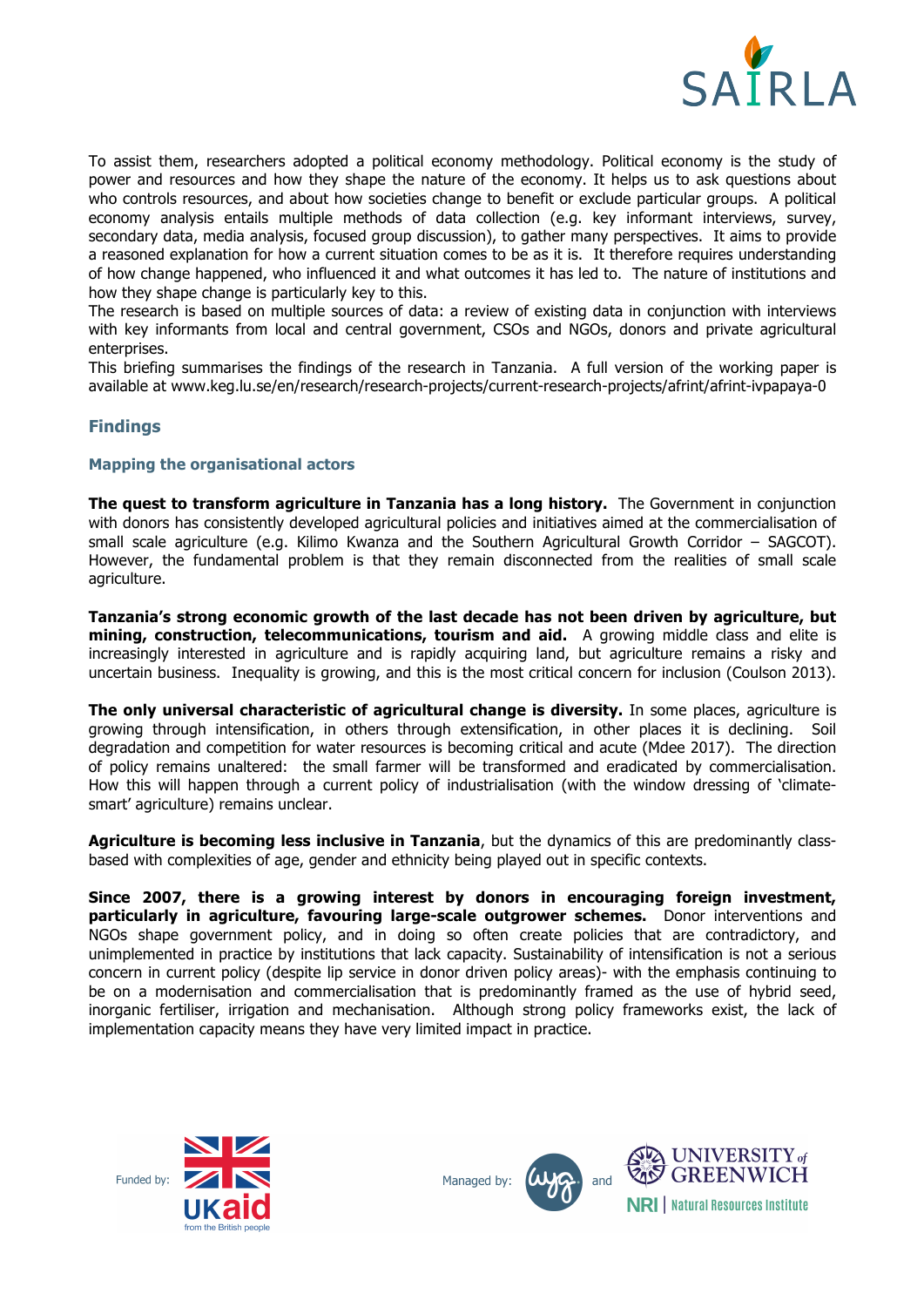To assist them, researchers adopted a political economy methodology. Political economy is the study of power and resources and how they shape the nature of the economy. It helps us to ask questions about who controls resources, and about how societies change to benefit or exclude particular groups. A political economy analysis entails multiple methods of data collection (e.g. key informant interviews, survey, secondary data, media analysis, focused group discussion), to gather many perspectives. It aims to provide a reasoned explanation for how a current situation comes to be as it is. It therefore requires understanding of how change happened, who influenced it and what outcomes it has led to. The nature of institutions and how they shape change is particularly key to this.

The research is based on multiple sources of data: a review of existing data in conjunction with interviews with key informants from local and central government, CSOs and NGOs, donors and private agricultural enterprises.

This briefing summarises the findings of the research in Tanzania. A full version of the working paper is available at www.keg.lu.se/en/research/research-projects/current-research-projects/afrint/afrint-ivpapaya-0

## Findings

### Mapping the organisational actors

**The quest to transform agriculture in Tanzania has a long history.** The Government in conjunction with donors has consistently developed agricultural policies and initiatives aimed at the commercialisation of small scale agriculture (e.g. Kilimo Kwanza and the Southern Agricultural Growth Corridor – SAGCOT). However, the fundamental problem is that they remain disconnected from the realities of small scale agriculture.

**Tanzania's strong economic growth of the last decade has not been driven by agriculture, but mining, construction, telecommunications, tourism and aid.** A growing middle class and elite is increasingly interested in agriculture and is rapidly acquiring land, but agriculture remains a risky and uncertain business. Inequality is growing, and this is the most critical concern for inclusion (Coulson 2013).

**The only universal characteristic of agricultural change is diversity.** In some places, agriculture is growing through intensification, in others through extensification, in other places it is declining. Soil degradation and competition for water resources is becoming critical and acute (Mdee 2017). The direction of policy remains unaltered: the small farmer will be transformed and eradicated by commercialisation. How this will happen through a current policy of industrialisation (with the window dressing of 'climate-smart' agriculture) remains unclear.

**Agriculture is becoming less inclusive in Tanzania**, but the dynamics of this are predominantly class-based with complexities of age, gender and ethnicity being played out in specific contexts.

**Since 2007, there is a growing interest by donors in encouraging foreign investment, particularly in agriculture, favouring large-scale outgrower schemes.** Donor interventions and NGOs shape government policy, and in doing so often create policies that are contradictory, and unimplemented in practice by institutions that lack capacity. Sustainability of intensification is not a serious concern in current policy (despite lip service in donor driven policy areas)- with the emphasis continuing to be on a modernisation and commercialisation that is predominantly framed as the use of hybrid seed, inorganic fertiliser, irrigation and mechanisation. Although strong policy frameworks exist, the lack of implementation capacity means they have very limited impact in practice.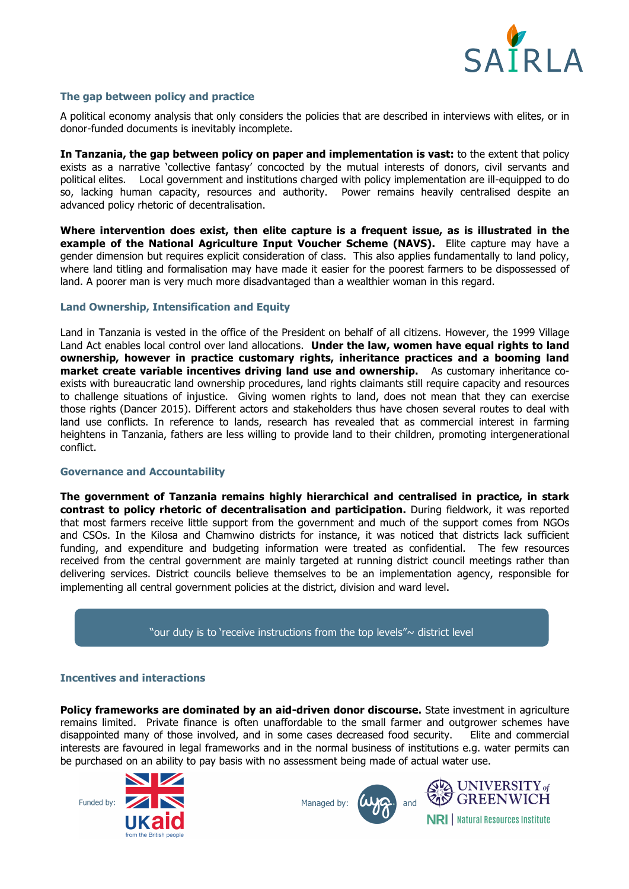### The gap between policy and practice

A political economy analysis that only considers the policies that are described in interviews with elites, or in donor-funded documents is inevitably incomplete.

**In Tanzania, the gap between policy on paper and implementation is vast:** to the extent that policy exists as a narrative 'collective fantasy' concocted by the mutual interests of donors, civil servants and political elites. Local government and institutions charged with policy implementation are ill-equipped to do so, lacking human capacity, resources and authority. Power remains heavily centralised despite an advanced policy rhetoric of decentralisation.

**Where intervention does exist, then elite capture is a frequent issue, as is illustrated in the example of the National Agriculture Input Voucher Scheme (NAVS).** Elite capture may have a gender dimension but requires explicit consideration of class. This also applies fundamentally to land policy, where land titling and formalisation may have made it easier for the poorest farmers to be dispossessed of land. A poorer man is very much more disadvantaged than a wealthier woman in this regard.

### Land Ownership, Intensification and Equity

Land in Tanzania is vested in the office of the President on behalf of all citizens. However, the 1999 Village Land Act enables local control over land allocations. **Under the law, women have equal rights to land ownership, however in practice customary rights, inheritance practices and a booming land market create variable incentives driving land use and ownership.** As customary inheritance co-exists with bureaucratic land ownership procedures, land rights claimants still require capacity and resources to challenge situations of injustice. Giving women rights to land, does not mean that they can exercise those rights (Dancer 2015). Different actors and stakeholders thus have chosen several routes to deal with land use conflicts. In reference to lands, research has revealed that as commercial interest in farming heightens in Tanzania, fathers are less willing to provide land to their children, promoting intergenerational conflict.

### Governance and Accountability

**The government of Tanzania remains highly hierarchical and centralised in practice, in stark contrast to policy rhetoric of decentralisation and participation.** During fieldwork, it was reported that most farmers receive little support from the government and much of the support comes from NGOs and CSOs. In the Kilosa and Chamwino districts for instance, it was noticed that districts lack sufficient funding, and expenditure and budgeting information were treated as confidential. The few resources received from the central government are mainly targeted at running district council meetings rather than delivering services. District councils believe themselves to be an implementation agency, responsible for implementing all central government policies at the district, division and ward level.

> "our duty is to 'receive instructions from the top levels"~ district level

### Incentives and interactions

**Policy frameworks are dominated by an aid-driven donor discourse.** State investment in agriculture remains limited. Private finance is often unaffordable to the small farmer and outgrower schemes have disappointed many of those involved, and in some cases decreased food security. Elite and commercial interests are favoured in legal frameworks and in the normal business of institutions e.g. water permits can be purchased on an ability to pay basis with no assessment being made of actual water use.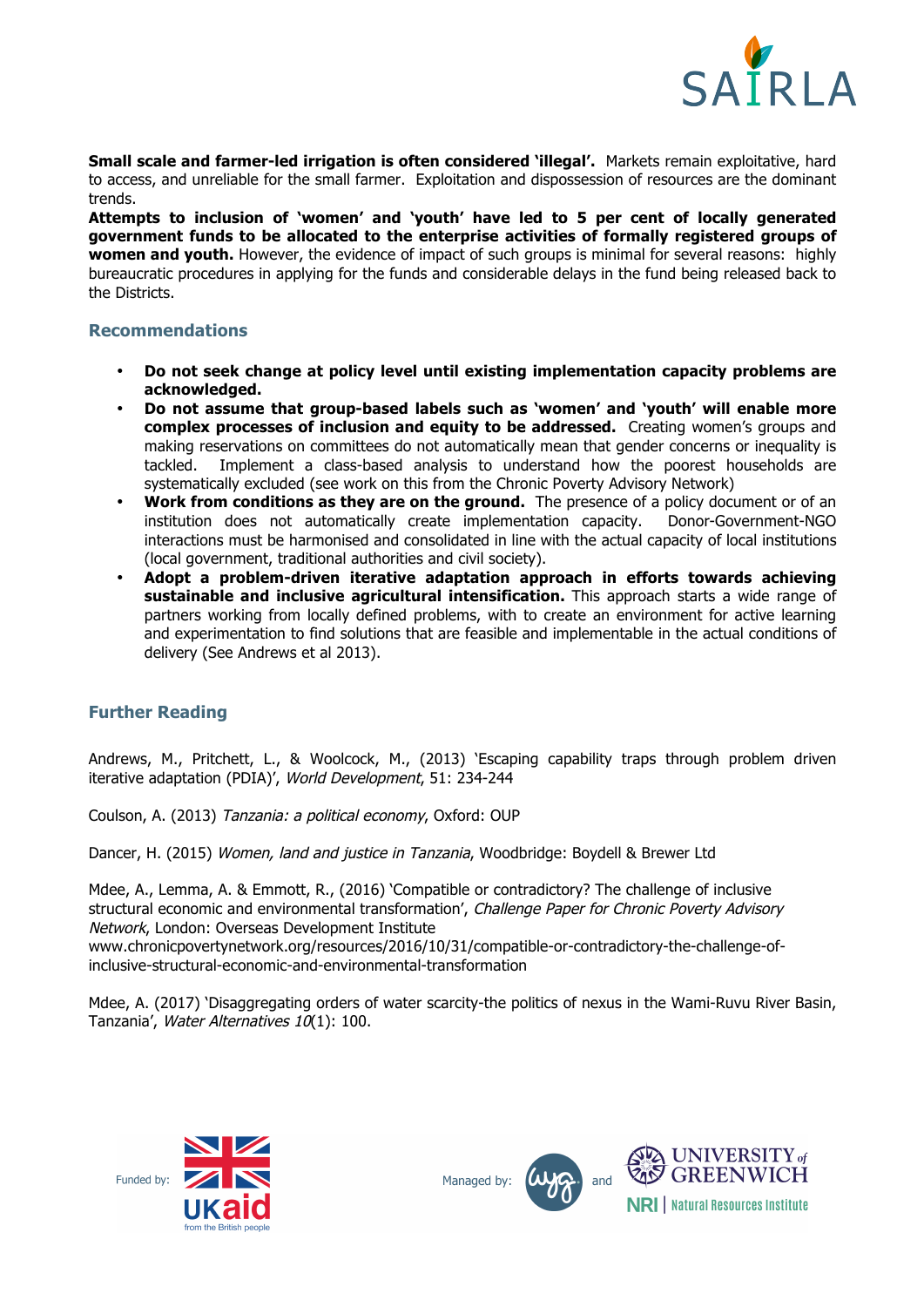**Small scale and farmer-led irrigation is often considered 'illegal'.** Markets remain exploitative, hard to access, and unreliable for the small farmer. Exploitation and dispossession of resources are the dominant trends.

**Attempts to inclusion of 'women' and 'youth' have led to 5 per cent of locally generated government funds to be allocated to the enterprise activities of formally registered groups of women and youth.** However, the evidence of impact of such groups is minimal for several reasons: highly bureaucratic procedures in applying for the funds and considerable delays in the fund being released back to the Districts.

## Recommendations

- **Do not seek change at policy level until existing implementation capacity problems are acknowledged.**
- **Do not assume that group-based labels such as 'women' and 'youth' will enable more complex processes of inclusion and equity to be addressed.** Creating women's groups and making reservations on committees do not automatically mean that gender concerns or inequality is tackled. Implement a class-based analysis to understand how the poorest households are systematically excluded (see work on this from the Chronic Poverty Advisory Network)
- **Work from conditions as they are on the ground.** The presence of a policy document or of an institution does not automatically create implementation capacity. Donor-Government-NGO interactions must be harmonised and consolidated in line with the actual capacity of local institutions (local government, traditional authorities and civil society).
- **Adopt a problem-driven iterative adaptation approach in efforts towards achieving sustainable and inclusive agricultural intensification.** This approach starts a wide range of partners working from locally defined problems, with to create an environment for active learning and experimentation to find solutions that are feasible and implementable in the actual conditions of delivery (See Andrews et al 2013).

## Further Reading

Andrews, M., Pritchett, L., & Woolcock, M., (2013) 'Escaping capability traps through problem driven iterative adaptation (PDIA)', *World Development*, 51: 234-244

Coulson, A. (2013) *Tanzania: a political economy*, Oxford: OUP

Dancer, H. (2015) *Women, land and justice in Tanzania*, Woodbridge: Boydell & Brewer Ltd

Mdee, A., Lemma, A. & Emmott, R., (2016) 'Compatible or contradictory? The challenge of inclusive structural economic and environmental transformation', *Challenge Paper for Chronic Poverty Advisory Network*, London: Overseas Development Institute www.chronicpovertynetwork.org/resources/2016/10/31/compatible-or-contradictory-the-challenge-of-inclusive-structural-economic-and-environmental-transformation

Mdee, A. (2017) 'Disaggregating orders of water scarcity-the politics of nexus in the Wami-Ruvu River Basin, Tanzania', *Water Alternatives 10*(1): 100.

Funded by: UKaid from the British people

Managed by: wyg and UNIVERSITY of GREENWICH NRI | Natural Resources Institute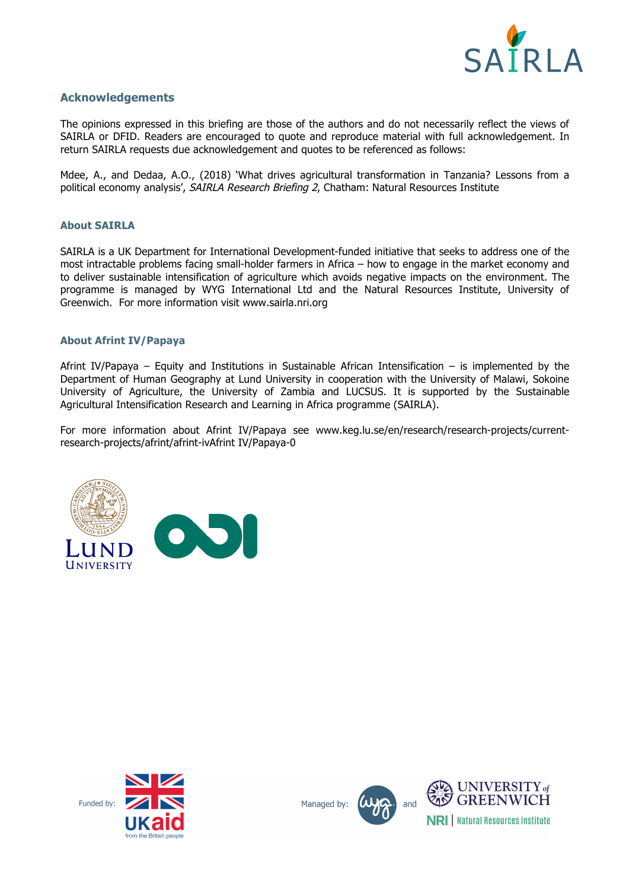## Acknowledgements

The opinions expressed in this briefing are those of the authors and do not necessarily reflect the views of SAIRLA or DFID. Readers are encouraged to quote and reproduce material with full acknowledgement. In return SAIRLA requests due acknowledgement and quotes to be referenced as follows:

Mdee, A., and Dedaa, A.O., (2018) 'What drives agricultural transformation in Tanzania? Lessons from a political economy analysis', *SAIRLA Research Briefing 2*, Chatham: Natural Resources Institute

### About SAIRLA

SAIRLA is a UK Department for International Development-funded initiative that seeks to address one of the most intractable problems facing small-holder farmers in Africa – how to engage in the market economy and to deliver sustainable intensification of agriculture which avoids negative impacts on the environment. The programme is managed by WYG International Ltd and the Natural Resources Institute, University of Greenwich. For more information visit www.sairla.nri.org

### About Afrint IV/Papaya

Afrint IV/Papaya – Equity and Institutions in Sustainable African Intensification – is implemented by the Department of Human Geography at Lund University in cooperation with the University of Malawi, Sokoine University of Agriculture, the University of Zambia and LUCSUS. It is supported by the Sustainable Agricultural Intensification Research and Learning in Africa programme (SAIRLA).

For more information about Afrint IV/Papaya see www.keg.lu.se/en/research/research-projects/current-research-projects/afrint/afrint-ivAfrint IV/Papaya-0

Funded by: UKaid from the British people

Managed by: wyg and University of Greenwich NRI | Natural Resources Institute